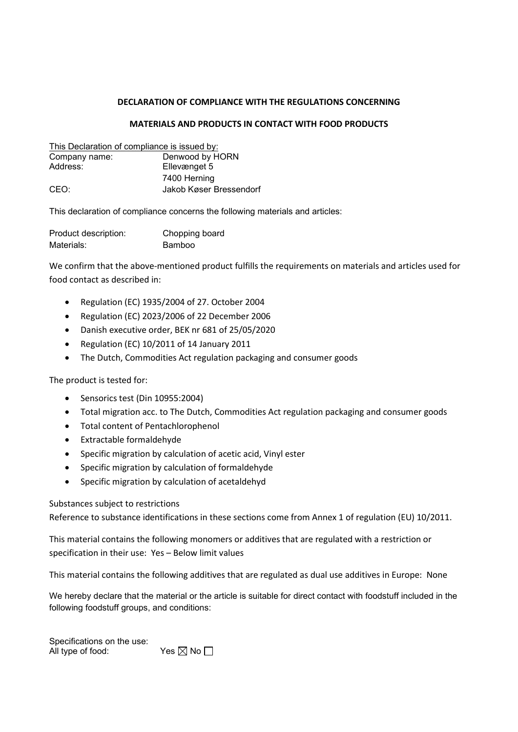# DECLARATION OF COMPLIANCE WITH THE REGULATIONS CONCERNING

# MATERIALS AND PRODUCTS IN CONTACT WITH FOOD PRODUCTS

This Declaration of compliance is issued by:

| | |
|---|---|
| Company name: | Denwood by HORN |
| Address: | Ellevænget 5<br>7400 Herning |
| CEO: | Jakob Køser Bressendorf |

This declaration of compliance concerns the following materials and articles:

| | |
|---|---|
| Product description: | Chopping board |
| Materials: | Bamboo |

We confirm that the above-mentioned product fulfills the requirements on materials and articles used for food contact as described in:

- Regulation (EC) 1935/2004 of 27. October 2004
- Regulation (EC) 2023/2006 of 22 December 2006
- Danish executive order, BEK nr 681 of 25/05/2020
- Regulation (EC) 10/2011 of 14 January 2011
- The Dutch, Commodities Act regulation packaging and consumer goods

The product is tested for:

- Sensorics test (Din 10955:2004)
- Total migration acc. to The Dutch, Commodities Act regulation packaging and consumer goods
- Total content of Pentachlorophenol
- Extractable formaldehyde
- Specific migration by calculation of acetic acid, Vinyl ester
- Specific migration by calculation of formaldehyde
- Specific migration by calculation of acetaldehyd

Substances subject to restrictions
Reference to substance identifications in these sections come from Annex 1 of regulation (EU) 10/2011.

This material contains the following monomers or additives that are regulated with a restriction or specification in their use: Yes – Below limit values

This material contains the following additives that are regulated as dual use additives in Europe: None

We hereby declare that the material or the article is suitable for direct contact with foodstuff included in the following foodstuff groups, and conditions:

Specifications on the use:
All type of food: Yes ☒ No ☐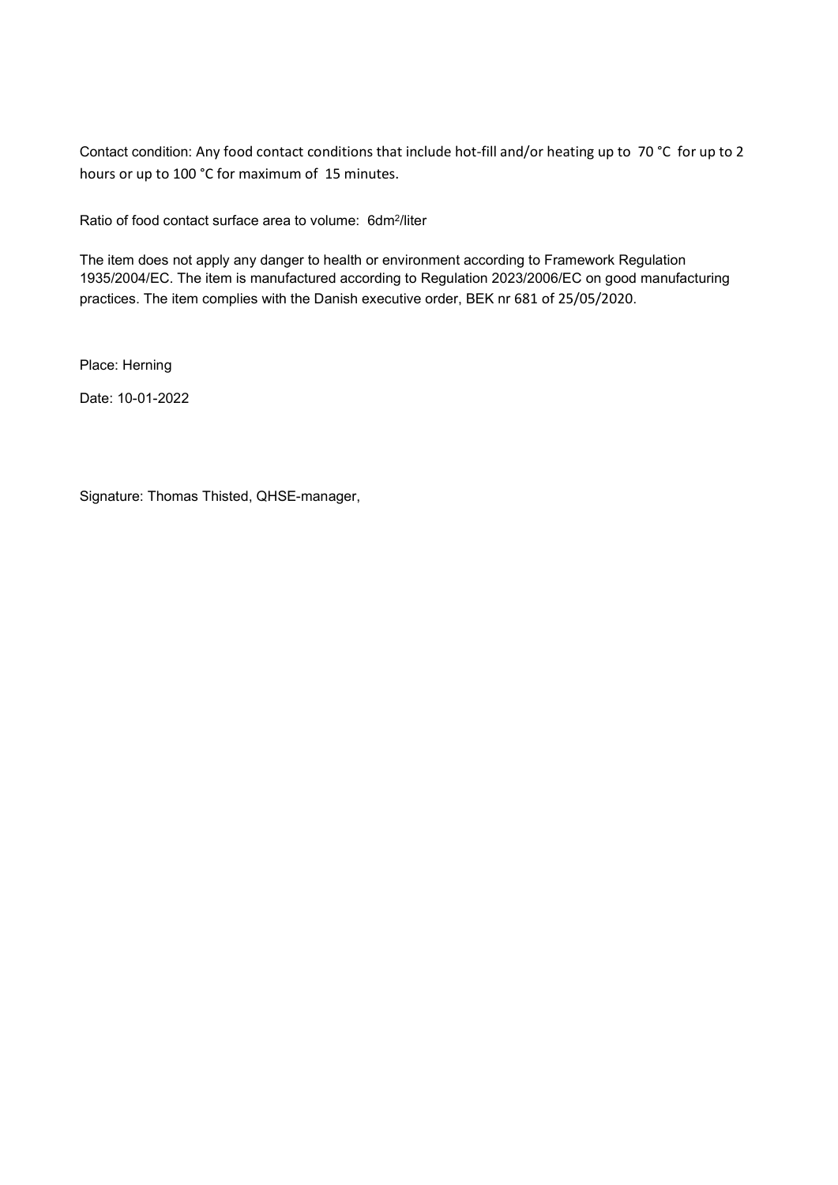Contact condition: Any food contact conditions that include hot-fill and/or heating up to 70 °C for up to 2 hours or up to 100 °C for maximum of 15 minutes.

Ratio of food contact surface area to volume: 6dm$^2$/liter

The item does not apply any danger to health or environment according to Framework Regulation 1935/2004/EC. The item is manufactured according to Regulation 2023/2006/EC on good manufacturing practices. The item complies with the Danish executive order, BEK nr 681 of 25/05/2020.

Place: Herning

Date: 10-01-2022

Signature: Thomas Thisted, QHSE-manager,